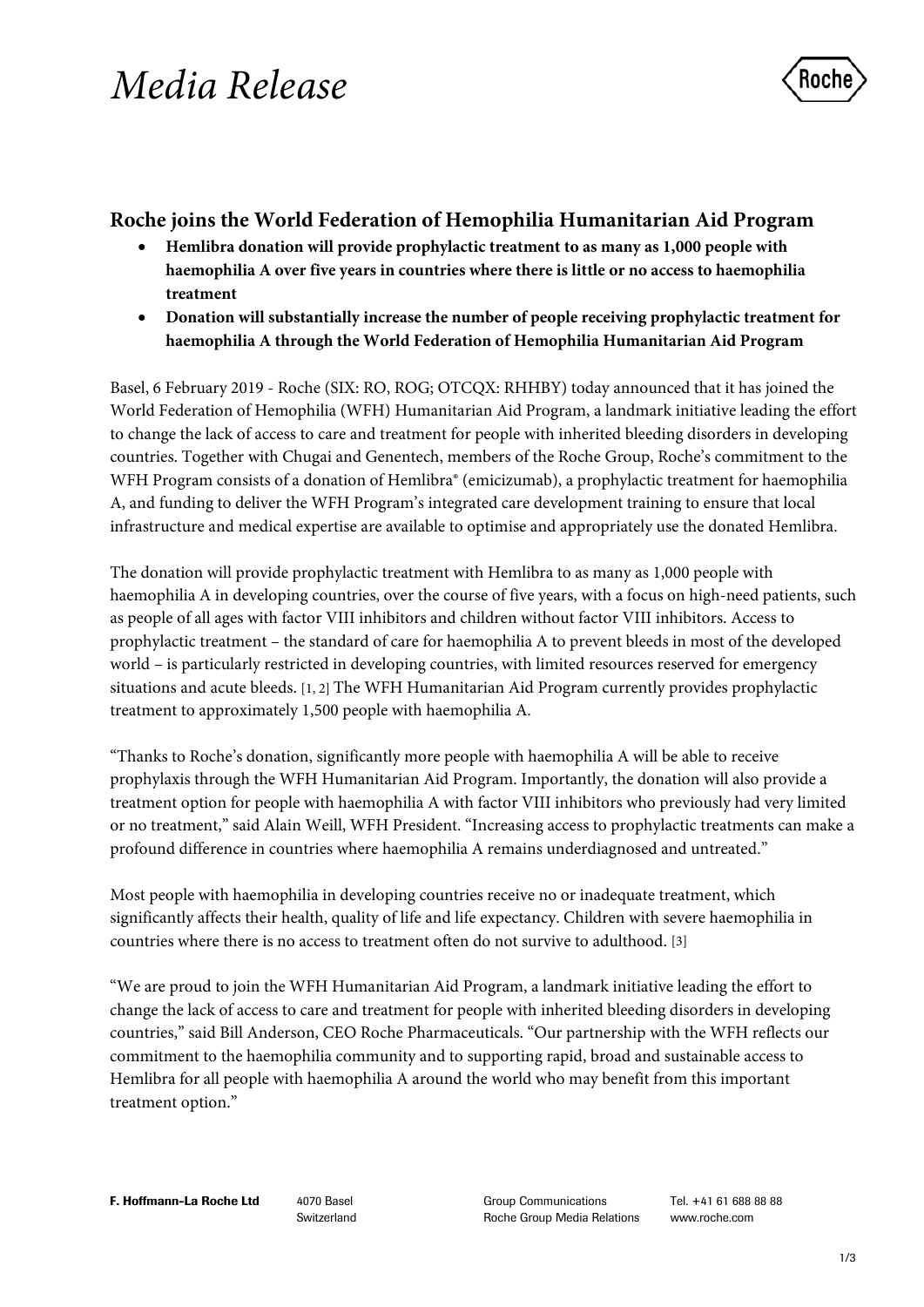# Media Release

## Roche joins the World Federation of Hemophilia Humanitarian Aid Program

- **Hemlibra donation will provide prophylactic treatment to as many as 1,000 people with haemophilia A over five years in countries where there is little or no access to haemophilia treatment**
- **Donation will substantially increase the number of people receiving prophylactic treatment for haemophilia A through the World Federation of Hemophilia Humanitarian Aid Program**

Basel, 6 February 2019 - Roche (SIX: RO, ROG; OTCQX: RHHBY) today announced that it has joined the World Federation of Hemophilia (WFH) Humanitarian Aid Program, a landmark initiative leading the effort to change the lack of access to care and treatment for people with inherited bleeding disorders in developing countries. Together with Chugai and Genentech, members of the Roche Group, Roche's commitment to the WFH Program consists of a donation of Hemlibra® (emicizumab), a prophylactic treatment for haemophilia A, and funding to deliver the WFH Program's integrated care development training to ensure that local infrastructure and medical expertise are available to optimise and appropriately use the donated Hemlibra.

The donation will provide prophylactic treatment with Hemlibra to as many as 1,000 people with haemophilia A in developing countries, over the course of five years, with a focus on high-need patients, such as people of all ages with factor VIII inhibitors and children without factor VIII inhibitors. Access to prophylactic treatment – the standard of care for haemophilia A to prevent bleeds in most of the developed world – is particularly restricted in developing countries, with limited resources reserved for emergency situations and acute bleeds. [1, 2] The WFH Humanitarian Aid Program currently provides prophylactic treatment to approximately 1,500 people with haemophilia A.

"Thanks to Roche's donation, significantly more people with haemophilia A will be able to receive prophylaxis through the WFH Humanitarian Aid Program. Importantly, the donation will also provide a treatment option for people with haemophilia A with factor VIII inhibitors who previously had very limited or no treatment," said Alain Weill, WFH President. "Increasing access to prophylactic treatments can make a profound difference in countries where haemophilia A remains underdiagnosed and untreated."

Most people with haemophilia in developing countries receive no or inadequate treatment, which significantly affects their health, quality of life and life expectancy. Children with severe haemophilia in countries where there is no access to treatment often do not survive to adulthood. [3]

"We are proud to join the WFH Humanitarian Aid Program, a landmark initiative leading the effort to change the lack of access to care and treatment for people with inherited bleeding disorders in developing countries," said Bill Anderson, CEO Roche Pharmaceuticals. "Our partnership with the WFH reflects our commitment to the haemophilia community and to supporting rapid, broad and sustainable access to Hemlibra for all people with haemophilia A around the world who may benefit from this important treatment option."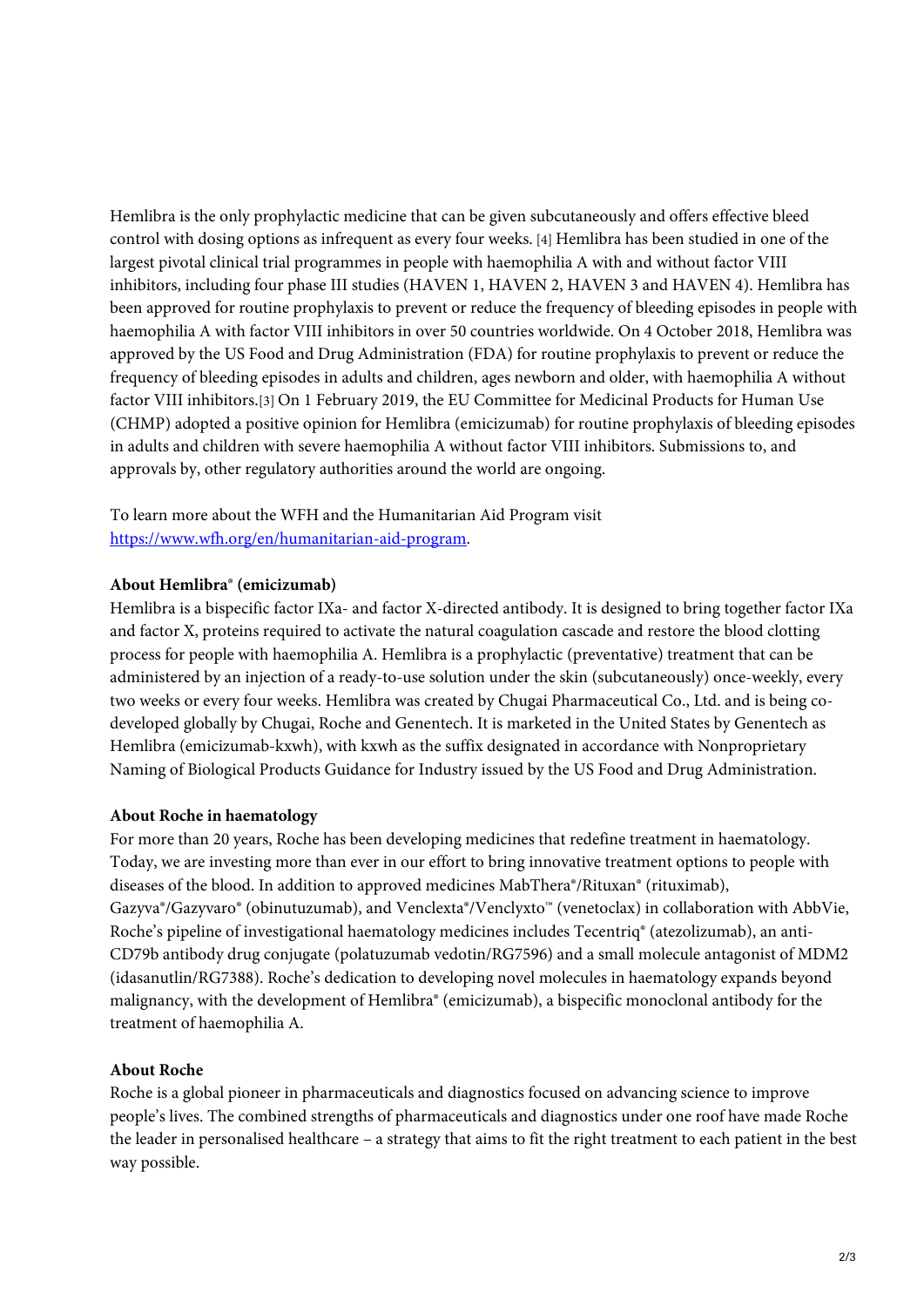Hemlibra is the only prophylactic medicine that can be given subcutaneously and offers effective bleed control with dosing options as infrequent as every four weeks. [4] Hemlibra has been studied in one of the largest pivotal clinical trial programmes in people with haemophilia A with and without factor VIII inhibitors, including four phase III studies (HAVEN 1, HAVEN 2, HAVEN 3 and HAVEN 4). Hemlibra has been approved for routine prophylaxis to prevent or reduce the frequency of bleeding episodes in people with haemophilia A with factor VIII inhibitors in over 50 countries worldwide. On 4 October 2018, Hemlibra was approved by the US Food and Drug Administration (FDA) for routine prophylaxis to prevent or reduce the frequency of bleeding episodes in adults and children, ages newborn and older, with haemophilia A without factor VIII inhibitors.[3] On 1 February 2019, the EU Committee for Medicinal Products for Human Use (CHMP) adopted a positive opinion for Hemlibra (emicizumab) for routine prophylaxis of bleeding episodes in adults and children with severe haemophilia A without factor VIII inhibitors. Submissions to, and approvals by, other regulatory authorities around the world are ongoing.

To learn more about the WFH and the Humanitarian Aid Program visit [https://www.wfh.org/en/humanitarian-aid-program](https://www.wfh.org/en/humanitarian-aid-program).

**About Hemlibra® (emicizumab)**

Hemlibra is a bispecific factor IXa- and factor X-directed antibody. It is designed to bring together factor IXa and factor X, proteins required to activate the natural coagulation cascade and restore the blood clotting process for people with haemophilia A. Hemlibra is a prophylactic (preventative) treatment that can be administered by an injection of a ready-to-use solution under the skin (subcutaneously) once-weekly, every two weeks or every four weeks. Hemlibra was created by Chugai Pharmaceutical Co., Ltd. and is being co-developed globally by Chugai, Roche and Genentech. It is marketed in the United States by Genentech as Hemlibra (emicizumab-kxwh), with kxwh as the suffix designated in accordance with Nonproprietary Naming of Biological Products Guidance for Industry issued by the US Food and Drug Administration.

**About Roche in haematology**

For more than 20 years, Roche has been developing medicines that redefine treatment in haematology. Today, we are investing more than ever in our effort to bring innovative treatment options to people with diseases of the blood. In addition to approved medicines MabThera®/Rituxan® (rituximab), Gazyva®/Gazyvaro® (obinutuzumab), and Venclexta®/Venclyxto™ (venetoclax) in collaboration with AbbVie, Roche's pipeline of investigational haematology medicines includes Tecentriq® (atezolizumab), an anti-CD79b antibody drug conjugate (polatuzumab vedotin/RG7596) and a small molecule antagonist of MDM2 (idasanutlin/RG7388). Roche's dedication to developing novel molecules in haematology expands beyond malignancy, with the development of Hemlibra® (emicizumab), a bispecific monoclonal antibody for the treatment of haemophilia A.

**About Roche**

Roche is a global pioneer in pharmaceuticals and diagnostics focused on advancing science to improve people's lives. The combined strengths of pharmaceuticals and diagnostics under one roof have made Roche the leader in personalised healthcare – a strategy that aims to fit the right treatment to each patient in the best way possible.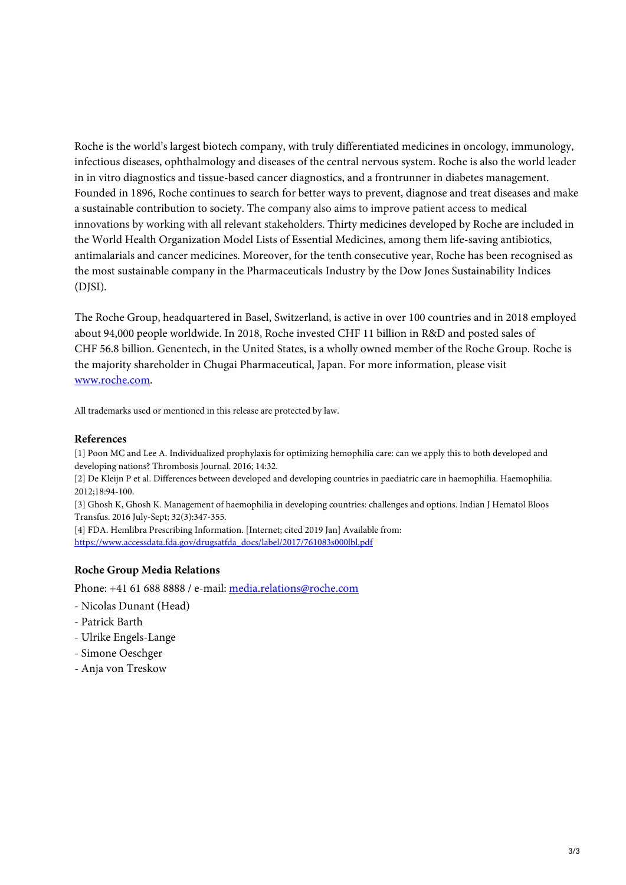Roche is the world's largest biotech company, with truly differentiated medicines in oncology, immunology, infectious diseases, ophthalmology and diseases of the central nervous system. Roche is also the world leader in in vitro diagnostics and tissue-based cancer diagnostics, and a frontrunner in diabetes management. Founded in 1896, Roche continues to search for better ways to prevent, diagnose and treat diseases and make a sustainable contribution to society. The company also aims to improve patient access to medical innovations by working with all relevant stakeholders. Thirty medicines developed by Roche are included in the World Health Organization Model Lists of Essential Medicines, among them life-saving antibiotics, antimalarials and cancer medicines. Moreover, for the tenth consecutive year, Roche has been recognised as the most sustainable company in the Pharmaceuticals Industry by the Dow Jones Sustainability Indices (DJSI).

The Roche Group, headquartered in Basel, Switzerland, is active in over 100 countries and in 2018 employed about 94,000 people worldwide. In 2018, Roche invested CHF 11 billion in R&D and posted sales of CHF 56.8 billion. Genentech, in the United States, is a wholly owned member of the Roche Group. Roche is the majority shareholder in Chugai Pharmaceutical, Japan. For more information, please visit [www.roche.com](http://www.roche.com).

All trademarks used or mentioned in this release are protected by law.

**References**

[1] Poon MC and Lee A. Individualized prophylaxis for optimizing hemophilia care: can we apply this to both developed and developing nations? Thrombosis Journal. 2016; 14:32.

[2] De Kleijn P et al. Differences between developed and developing countries in paediatric care in haemophilia. Haemophilia. 2012;18:94-100.

[3] Ghosh K, Ghosh K. Management of haemophilia in developing countries: challenges and options. Indian J Hematol Bloos Transfus. 2016 July-Sept; 32(3):347-355.

[4] FDA. Hemlibra Prescribing Information. [Internet; cited 2019 Jan] Available from: [https://www.accessdata.fda.gov/drugsatfda_docs/label/2017/761083s000lbl.pdf](https://www.accessdata.fda.gov/drugsatfda_docs/label/2017/761083s000lbl.pdf)

**Roche Group Media Relations**

Phone: +41 61 688 8888 / e-mail: [media.relations@roche.com](mailto:media.relations@roche.com)

- Nicolas Dunant (Head)
- Patrick Barth
- Ulrike Engels-Lange
- Simone Oeschger
- Anja von Treskow